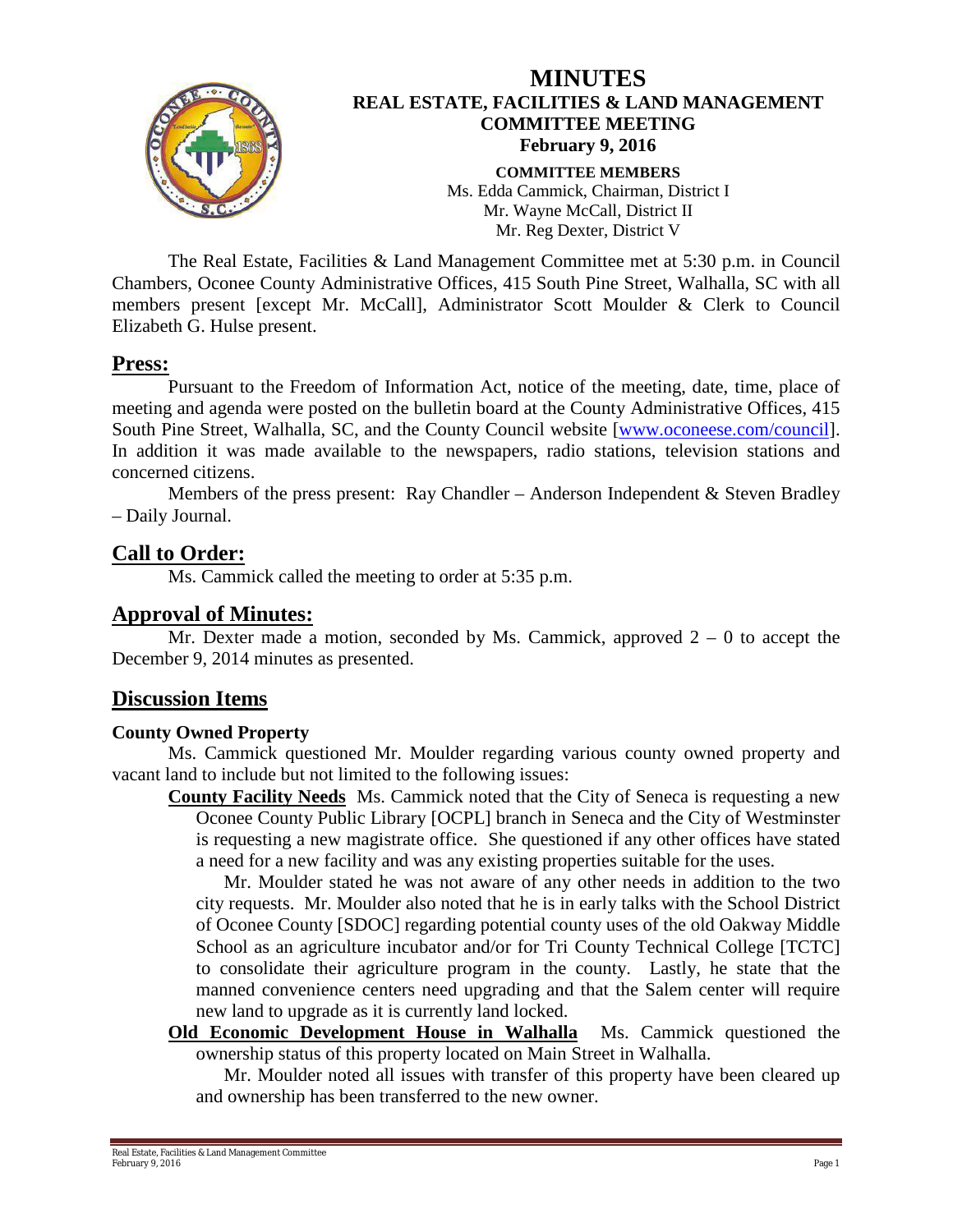# MINUTES

## REAL ESTATE, FACILITIES & LAND MANAGEMENT COMMITTEE MEETING

### February 9, 2016

**COMMITTEE MEMBERS**
Ms. Edda Cammick, Chairman, District I
Mr. Wayne McCall, District II
Mr. Reg Dexter, District V

The Real Estate, Facilities & Land Management Committee met at 5:30 p.m. in Council Chambers, Oconee County Administrative Offices, 415 South Pine Street, Walhalla, SC with all members present [except Mr. McCall], Administrator Scott Moulder & Clerk to Council Elizabeth G. Hulse present.

## Press:

Pursuant to the Freedom of Information Act, notice of the meeting, date, time, place of meeting and agenda were posted on the bulletin board at the County Administrative Offices, 415 South Pine Street, Walhalla, SC, and the County Council website [www.oconeese.com/council]. In addition it was made available to the newspapers, radio stations, television stations and concerned citizens.

Members of the press present: Ray Chandler – Anderson Independent & Steven Bradley – Daily Journal.

## Call to Order:

Ms. Cammick called the meeting to order at 5:35 p.m.

## Approval of Minutes:

Mr. Dexter made a motion, seconded by Ms. Cammick, approved 2 – 0 to accept the December 9, 2014 minutes as presented.

## Discussion Items

### County Owned Property

Ms. Cammick questioned Mr. Moulder regarding various county owned property and vacant land to include but not limited to the following issues:

**County Facility Needs** Ms. Cammick noted that the City of Seneca is requesting a new Oconee County Public Library [OCPL] branch in Seneca and the City of Westminster is requesting a new magistrate office. She questioned if any other offices have stated a need for a new facility and was any existing properties suitable for the uses.

Mr. Moulder stated he was not aware of any other needs in addition to the two city requests. Mr. Moulder also noted that he is in early talks with the School District of Oconee County [SDOC] regarding potential county uses of the old Oakway Middle School as an agriculture incubator and/or for Tri County Technical College [TCTC] to consolidate their agriculture program in the county. Lastly, he state that the manned convenience centers need upgrading and that the Salem center will require new land to upgrade as it is currently land locked.

**Old Economic Development House in Walhalla** Ms. Cammick questioned the ownership status of this property located on Main Street in Walhalla.

Mr. Moulder noted all issues with transfer of this property have been cleared up and ownership has been transferred to the new owner.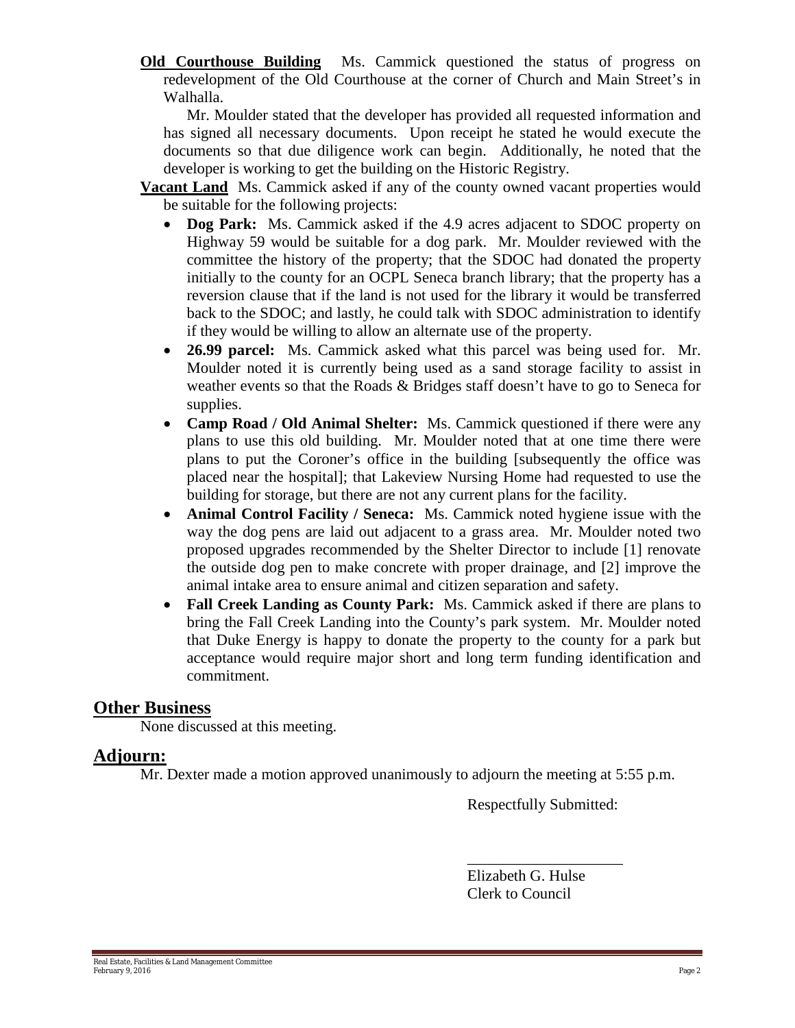**Old Courthouse Building** Ms. Cammick questioned the status of progress on redevelopment of the Old Courthouse at the corner of Church and Main Street's in Walhalla.

Mr. Moulder stated that the developer has provided all requested information and has signed all necessary documents. Upon receipt he stated he would execute the documents so that due diligence work can begin. Additionally, he noted that the developer is working to get the building on the Historic Registry.

**Vacant Land** Ms. Cammick asked if any of the county owned vacant properties would be suitable for the following projects:

- **Dog Park:** Ms. Cammick asked if the 4.9 acres adjacent to SDOC property on Highway 59 would be suitable for a dog park. Mr. Moulder reviewed with the committee the history of the property; that the SDOC had donated the property initially to the county for an OCPL Seneca branch library; that the property has a reversion clause that if the land is not used for the library it would be transferred back to the SDOC; and lastly, he could talk with SDOC administration to identify if they would be willing to allow an alternate use of the property.
- **26.99 parcel:** Ms. Cammick asked what this parcel was being used for. Mr. Moulder noted it is currently being used as a sand storage facility to assist in weather events so that the Roads & Bridges staff doesn't have to go to Seneca for supplies.
- **Camp Road / Old Animal Shelter:** Ms. Cammick questioned if there were any plans to use this old building. Mr. Moulder noted that at one time there were plans to put the Coroner's office in the building [subsequently the office was placed near the hospital]; that Lakeview Nursing Home had requested to use the building for storage, but there are not any current plans for the facility.
- **Animal Control Facility / Seneca:** Ms. Cammick noted hygiene issue with the way the dog pens are laid out adjacent to a grass area. Mr. Moulder noted two proposed upgrades recommended by the Shelter Director to include [1] renovate the outside dog pen to make concrete with proper drainage, and [2] improve the animal intake area to ensure animal and citizen separation and safety.
- **Fall Creek Landing as County Park:** Ms. Cammick asked if there are plans to bring the Fall Creek Landing into the County's park system. Mr. Moulder noted that Duke Energy is happy to donate the property to the county for a park but acceptance would require major short and long term funding identification and commitment.

## Other Business

None discussed at this meeting.

## Adjourn:

Mr. Dexter made a motion approved unanimously to adjourn the meeting at 5:55 p.m.

Respectfully Submitted:

____________________

Elizabeth G. Hulse
Clerk to Council